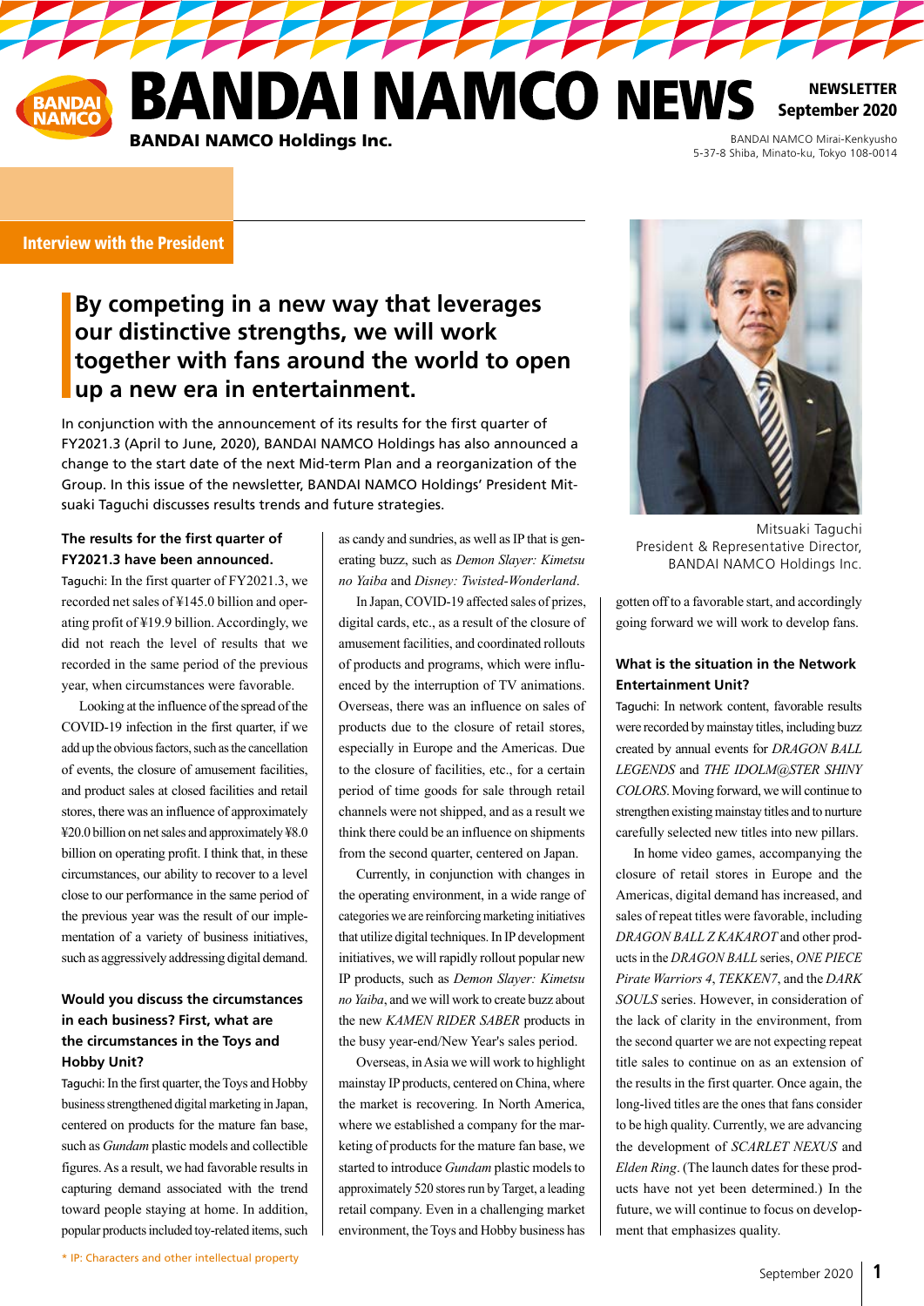# BANDAI NAMCO NEWS

**BANDAI NAMCO Holdings Inc.**

**NEWSLETTER September 2020**

BANDAI NAMCO Mirai-Kenkyusho
5-37-8 Shiba, Minato-ku, Tokyo 108-0014

**Interview with the President**

## By competing in a new way that leverages our distinctive strengths, we will work together with fans around the world to open up a new era in entertainment.

In conjunction with the announcement of its results for the first quarter of FY2021.3 (April to June, 2020), BANDAI NAMCO Holdings has also announced a change to the start date of the next Mid-term Plan and a reorganization of the Group. In this issue of the newsletter, BANDAI NAMCO Holdings' President Mitsuaki Taguchi discusses results trends and future strategies.

Mitsuaki Taguchi
President & Representative Director,
BANDAI NAMCO Holdings Inc.

### The results for the first quarter of FY2021.3 have been announced.

Taguchi: In the first quarter of FY2021.3, we recorded net sales of ¥145.0 billion and operating profit of ¥19.9 billion. Accordingly, we did not reach the level of results that we recorded in the same period of the previous year, when circumstances were favorable.

Looking at the influence of the spread of the COVID-19 infection in the first quarter, if we add up the obvious factors, such as the cancellation of events, the closure of amusement facilities, and product sales at closed facilities and retail stores, there was an influence of approximately ¥20.0 billion on net sales and approximately ¥8.0 billion on operating profit. I think that, in these circumstances, our ability to recover to a level close to our performance in the same period of the previous year was the result of our implementation of a variety of business initiatives, such as aggressively addressing digital demand.

### Would you discuss the circumstances in each business? First, what are the circumstances in the Toys and Hobby Unit?

Taguchi: In the first quarter, the Toys and Hobby business strengthened digital marketing in Japan, centered on products for the mature fan base, such as *Gundam* plastic models and collectible figures. As a result, we had favorable results in capturing demand associated with the trend toward people staying at home. In addition, popular products included toy-related items, such as candy and sundries, as well as IP that is generating buzz, such as *Demon Slayer: Kimetsu no Yaiba* and *Disney: Twisted-Wonderland*.

In Japan, COVID-19 affected sales of prizes, digital cards, etc., as a result of the closure of amusement facilities, and coordinated rollouts of products and programs, which were influenced by the interruption of TV animations. Overseas, there was an influence on sales of products due to the closure of retail stores, especially in Europe and the Americas. Due to the closure of facilities, etc., for a certain period of time goods for sale through retail channels were not shipped, and as a result we think there could be an influence on shipments from the second quarter, centered on Japan.

Currently, in conjunction with changes in the operating environment, in a wide range of categories we are reinforcing marketing initiatives that utilize digital techniques. In IP development initiatives, we will rapidly rollout popular new IP products, such as *Demon Slayer: Kimetsu no Yaiba*, and we will work to create buzz about the new *KAMEN RIDER SABER* products in the busy year-end/New Year's sales period.

Overseas, in Asia we will work to highlight mainstay IP products, centered on China, where the market is recovering. In North America, where we established a company for the marketing of products for the mature fan base, we started to introduce *Gundam* plastic models to approximately 520 stores run by Target, a leading retail company. Even in a challenging market environment, the Toys and Hobby business has gotten off to a favorable start, and accordingly going forward we will work to develop fans.

### What is the situation in the Network Entertainment Unit?

Taguchi: In network content, favorable results were recorded by mainstay titles, including buzz created by annual events for *DRAGON BALL LEGENDS* and *THE IDOLM@STER SHINY COLORS*. Moving forward, we will continue to strengthen existing mainstay titles and to nurture carefully selected new titles into new pillars.

In home video games, accompanying the closure of retail stores in Europe and the Americas, digital demand has increased, and sales of repeat titles were favorable, including *DRAGON BALL Z KAKAROT* and other products in the *DRAGON BALL* series, *ONE PIECE Pirate Warriors 4*, *TEKKEN7*, and the *DARK SOULS* series. However, in consideration of the lack of clarity in the environment, from the second quarter we are not expecting repeat title sales to continue on as an extension of the results in the first quarter. Once again, the long-lived titles are the ones that fans consider to be high quality. Currently, we are advancing the development of *SCARLET NEXUS* and *Elden Ring*. (The launch dates for these products have not yet been determined.) In the future, we will continue to focus on development that emphasizes quality.

* IP: Characters and other intellectual property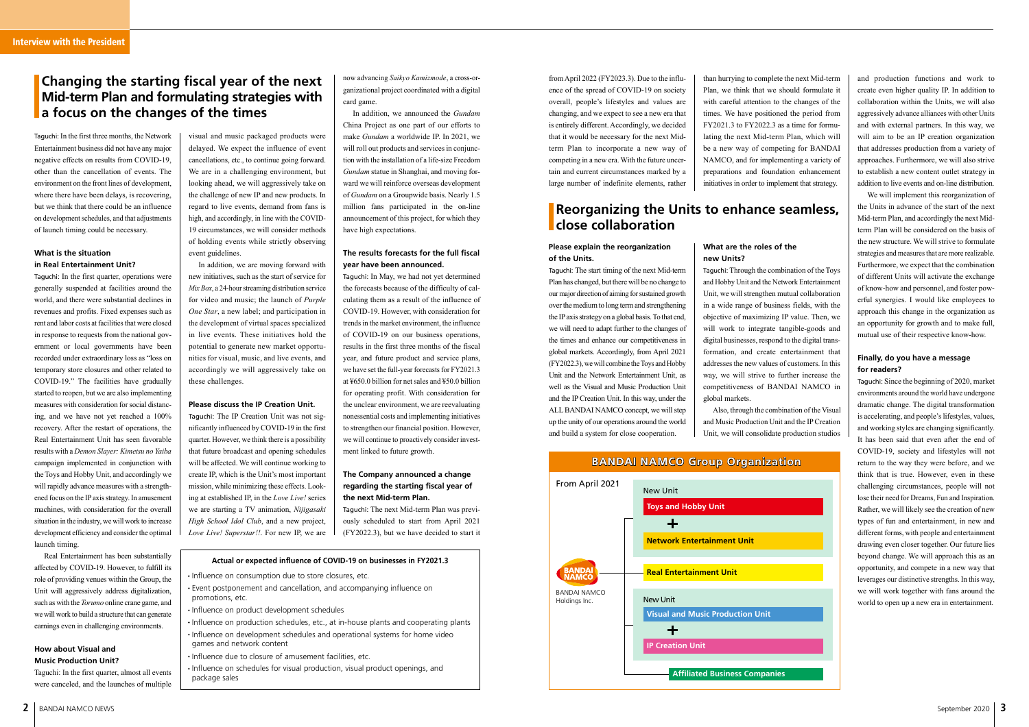Interview with the President

## Changing the starting fiscal year of the next Mid-term Plan and formulating strategies with a focus on the changes of the times

Taguchi: In the first three months, the Network Entertainment business did not have any major negative effects on results from COVID-19, other than the cancellation of events. The environment on the front lines of development, where there have been delays, is recovering, but we think that there could be an influence on development schedules, and that adjustments of launch timing could be necessary.

**What is the situation in Real Entertainment Unit?**

Taguchi: In the first quarter, operations were generally suspended at facilities around the world, and there were substantial declines in revenues and profits. Fixed expenses such as rent and labor costs at facilities that were closed in response to requests from the national government or local governments have been recorded under extraordinary loss as "loss on temporary store closures and other related to COVID-19." The facilities have gradually started to reopen, but we are also implementing measures with consideration for social distancing, and we have not yet reached a 100% recovery. After the restart of operations, the Real Entertainment Unit has seen favorable results with a *Demon Slayer: Kimetsu no Yaiba* campaign implemented in conjunction with the Toys and Hobby Unit, and accordingly we will rapidly advance measures with a strengthened focus on the IP axis strategy. In amusement machines, with consideration for the overall situation in the industry, we will work to increase development efficiency and consider the optimal launch timing.

Real Entertainment has been substantially affected by COVID-19. However, to fulfill its role of providing venues within the Group, the Unit will aggressively address digitalization, such as with the *Torumo* online crane game, and we will work to build a structure that can generate earnings even in challenging environments.

**How about Visual and Music Production Unit?**

Taguchi: In the first quarter, almost all events were canceled, and the launches of multiple visual and music packaged products were delayed. We expect the influence of event cancellations, etc., to continue going forward. We are in a challenging environment, but looking ahead, we will aggressively take on the challenge of new IP and new products. In regard to live events, demand from fans is high, and accordingly, in line with the COVID-19 circumstances, we will consider methods of holding events while strictly observing event guidelines.

In addition, we are moving forward with new initiatives, such as the start of service for *Mix Box*, a 24-hour streaming distribution service for video and music; the launch of *Purple One Star*, a new label; and participation in the development of virtual spaces specialized in live events. These initiatives hold the potential to generate new market opportunities for visual, music, and live events, and accordingly we will aggressively take on these challenges.

**Please discuss the IP Creation Unit.**

Taguchi: The IP Creation Unit was not significantly influenced by COVID-19 in the first quarter. However, we think there is a possibility that future broadcast and opening schedules will be affected. We will continue working to create IP, which is the Unit's most important mission, while minimizing these effects. Looking at established IP, in the *Love Live!* series we are starting a TV animation, *Nijigasaki High School Idol Club*, and a new project, *Love Live! Superstar!!*. For new IP, we are now advancing *Saikyo Kamizmode*, a cross-organizational project coordinated with a digital card game.

In addition, we announced the *Gundam* China Project as one part of our efforts to make *Gundam* a worldwide IP. In 2021, we will roll out products and services in conjunction with the installation of a life-size Freedom *Gundam* statue in Shanghai, and moving forward we will reinforce overseas development of *Gundam* on a Groupwide basis. Nearly 1.5 million fans participated in the on-line announcement of this project, for which they have high expectations.

**The results forecasts for the full fiscal year have been announced.**

Taguchi: In May, we had not yet determined the forecasts because of the difficulty of calculating them as a result of the influence of COVID-19. However, with consideration for trends in the market environment, the influence of COVID-19 on our business operations, results in the first three months of the fiscal year, and future product and service plans, we have set the full-year forecasts for FY2021.3 at ¥650.0 billion for net sales and ¥50.0 billion for operating profit. With consideration for the unclear environment, we are reevaluating nonessential costs and implementing initiatives to strengthen our financial position. However, we will continue to proactively consider investment linked to future growth.

**The Company announced a change regarding the starting fiscal year of the next Mid-term Plan.**

Taguchi: The next Mid-term Plan was previously scheduled to start from April 2021 (FY2022.3), but we have decided to start it from April 2022 (FY2023.3). Due to the influence of the spread of COVID-19 on society overall, people's lifestyles and values are changing, and we expect to see a new era that is entirely different. Accordingly, we decided that it would be necessary for the next Mid-term Plan to incorporate a new way of competing in a new era. With the future uncertain and current circumstances marked by a large number of indefinite elements, rather than hurrying to complete the next Mid-term Plan, we think that we should formulate it with careful attention to the changes of the times. We have positioned the period from FY2021.3 to FY2022.3 as a time for formulating the next Mid-term Plan, which will be a new way of competing for BANDAI NAMCO, and for implementing a variety of preparations and foundation enhancement initiatives in order to implement that strategy.

**Actual or expected influence of COVID-19 on businesses in FY2021.3**

- Influence on consumption due to store closures, etc.
- Event postponement and cancellation, and accompanying influence on promotions, etc.
- Influence on product development schedules
- Influence on production schedules, etc., at in-house plants and cooperating plants
- Influence on development schedules and operational systems for home video games and network content
- Influence due to closure of amusement facilities, etc.
- Influence on schedules for visual production, visual product openings, and package sales

## Reorganizing the Units to enhance seamless, close collaboration

**Please explain the reorganization of the Units.**

Taguchi: The start timing of the next Mid-term Plan has changed, but there will be no change to our major direction of aiming for sustained growth over the medium to long term and strengthening the IP axis strategy on a global basis. To that end, we will need to adapt further to the changes of the times and enhance our competitiveness in global markets. Accordingly, from April 2021 (FY2022.3), we will combine the Toys and Hobby Unit and the Network Entertainment Unit, as well as the Visual and Music Production Unit and the IP Creation Unit. In this way, under the ALL BANDAI NAMCO concept, we will step up the unity of our operations around the world and build a system for close cooperation.

**What are the roles of the new Units?**

Taguchi: Through the combination of the Toys and Hobby Unit and the Network Entertainment Unit, we will strengthen mutual collaboration in a wide range of business fields, with the objective of maximizing IP value. Then, we will work to integrate tangible-goods and digital businesses, respond to the digital transformation, and create entertainment that addresses the new values of customers. In this way, we will strive to further increase the competitiveness of BANDAI NAMCO in global markets.

Also, through the combination of the Visual and Music Production Unit and the IP Creation Unit, we will consolidate production studios and production functions and work to create even higher quality IP. In addition to collaboration within the Units, we will also aggressively advance alliances with other Units and with external partners. In this way, we will aim to be an IP creation organization that addresses production from a variety of approaches. Furthermore, we will also strive to establish a new content outlet strategy in addition to live events and on-line distribution.

We will implement this reorganization of the Units in advance of the start of the next Mid-term Plan, and accordingly the next Mid-term Plan will be considered on the basis of the new structure. We will strive to formulate strategies and measures that are more realizable. Furthermore, we expect that the combination of different Units will activate the exchange of know-how and personnel, and foster powerful synergies. I would like employees to approach this change in the organization as an opportunity for growth and to make full, mutual use of their respective know-how.

**BANDAI NAMCO Group Organization**

From April 2021

BANDAI NAMCO Holdings Inc.

- New Unit: Toys and Hobby Unit + Network Entertainment Unit
- Real Entertainment Unit
- New Unit: Visual and Music Production Unit + IP Creation Unit
- Affiliated Business Companies

**Finally, do you have a message for readers?**

Taguchi: Since the beginning of 2020, market environments around the world have undergone dramatic change. The digital transformation is accelerating, and people's lifestyles, values, and working styles are changing significantly. It has been said that even after the end of COVID-19, society and lifestyles will not return to the way they were before, and we think that is true. However, even in these challenging circumstances, people will not lose their need for Dreams, Fun and Inspiration. Rather, we will likely see the creation of new types of fun and entertainment, in new and different forms, with people and entertainment drawing even closer together. Our future lies beyond change. We will approach this as an opportunity, and compete in a new way that leverages our distinctive strengths. In this way, we will work together with fans around the world to open up a new era in entertainment.